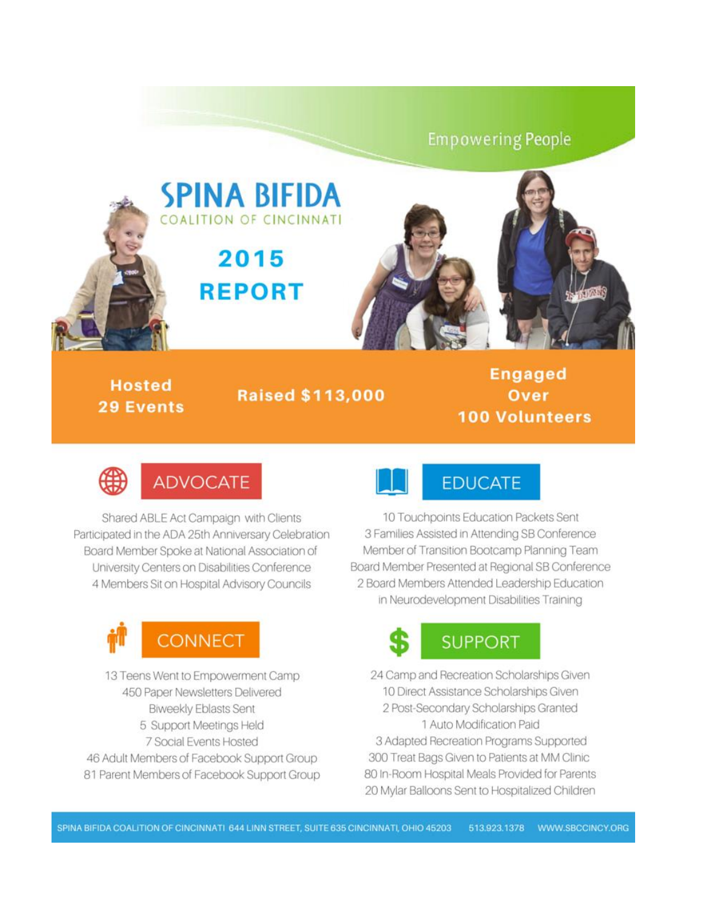Empowering People

# SPINA BIFIDA

COALITION OF CINCINNATI

## 2015 REPORT

**Hosted 29 Events**

**Raised $113,000**

**Engaged Over 100 Volunteers**

## ADVOCATE

Shared ABLE Act Campaign with Clients
Participated in the ADA 25th Anniversary Celebration
Board Member Spoke at National Association of University Centers on Disabilities Conference
4 Members Sit on Hospital Advisory Councils

## EDUCATE

10 Touchpoints Education Packets Sent
3 Families Assisted in Attending SB Conference
Member of Transition Bootcamp Planning Team
Board Member Presented at Regional SB Conference
2 Board Members Attended Leadership Education in Neurodevelopment Disabilities Training

## CONNECT

13 Teens Went to Empowerment Camp
450 Paper Newsletters Delivered
Biweekly Eblasts Sent
5 Support Meetings Held
7 Social Events Hosted
46 Adult Members of Facebook Support Group
81 Parent Members of Facebook Support Group

## SUPPORT

24 Camp and Recreation Scholarships Given
10 Direct Assistance Scholarships Given
2 Post-Secondary Scholarships Granted
1 Auto Modification Paid
3 Adapted Recreation Programs Supported
300 Treat Bags Given to Patients at MM Clinic
80 In-Room Hospital Meals Provided for Parents
20 Mylar Balloons Sent to Hospitalized Children

SPINA BIFIDA COALITION OF CINCINNATI 644 LINN STREET, SUITE 635 CINCINNATI, OHIO 45203 513.923.1378 WWW.SBCCINCY.ORG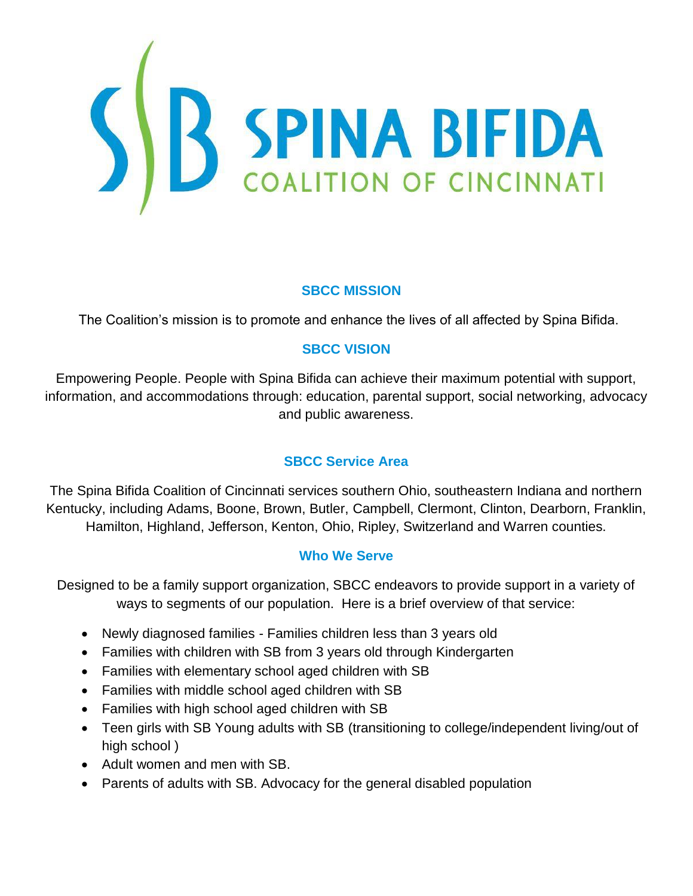# SPINA BIFIDA COALITION OF CINCINNATI

### SBCC MISSION

The Coalition's mission is to promote and enhance the lives of all affected by Spina Bifida.

### SBCC VISION

Empowering People. People with Spina Bifida can achieve their maximum potential with support, information, and accommodations through: education, parental support, social networking, advocacy and public awareness.

### SBCC Service Area

The Spina Bifida Coalition of Cincinnati services southern Ohio, southeastern Indiana and northern Kentucky, including Adams, Boone, Brown, Butler, Campbell, Clermont, Clinton, Dearborn, Franklin, Hamilton, Highland, Jefferson, Kenton, Ohio, Ripley, Switzerland and Warren counties.

### Who We Serve

Designed to be a family support organization, SBCC endeavors to provide support in a variety of ways to segments of our population. Here is a brief overview of that service:

- Newly diagnosed families - Families children less than 3 years old
- Families with children with SB from 3 years old through Kindergarten
- Families with elementary school aged children with SB
- Families with middle school aged children with SB
- Families with high school aged children with SB
- Teen girls with SB Young adults with SB (transitioning to college/independent living/out of high school )
- Adult women and men with SB.
- Parents of adults with SB. Advocacy for the general disabled population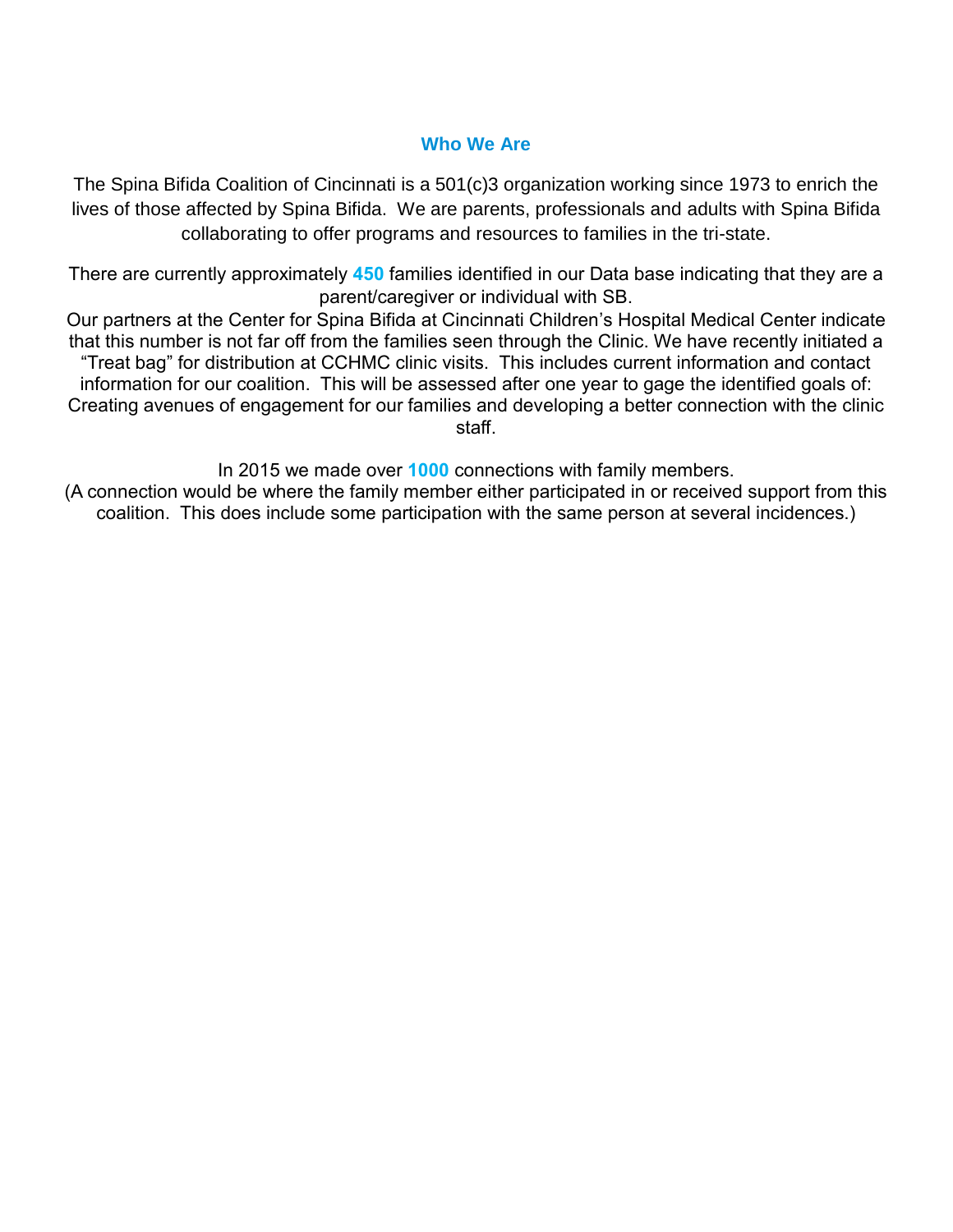## Who We Are

The Spina Bifida Coalition of Cincinnati is a 501(c)3 organization working since 1973 to enrich the lives of those affected by Spina Bifida. We are parents, professionals and adults with Spina Bifida collaborating to offer programs and resources to families in the tri-state.

There are currently approximately **450** families identified in our Data base indicating that they are a parent/caregiver or individual with SB.

Our partners at the Center for Spina Bifida at Cincinnati Children's Hospital Medical Center indicate that this number is not far off from the families seen through the Clinic. We have recently initiated a "Treat bag" for distribution at CCHMC clinic visits. This includes current information and contact information for our coalition. This will be assessed after one year to gage the identified goals of: Creating avenues of engagement for our families and developing a better connection with the clinic staff.

In 2015 we made over **1000** connections with family members.

(A connection would be where the family member either participated in or received support from this coalition. This does include some participation with the same person at several incidences.)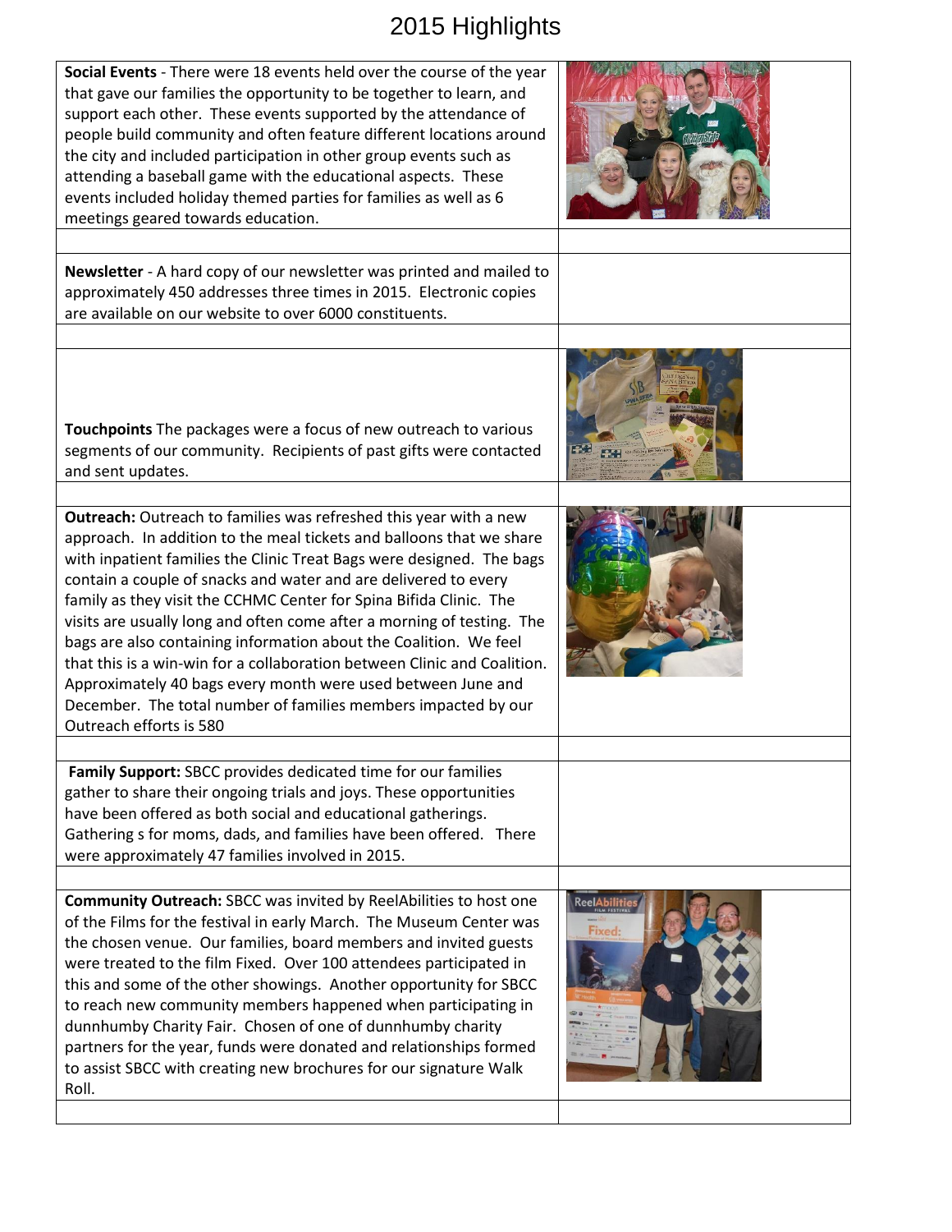# 2015 Highlights

**Social Events** - There were 18 events held over the course of the year that gave our families the opportunity to be together to learn, and support each other. These events supported by the attendance of people build community and often feature different locations around the city and included participation in other group events such as attending a baseball game with the educational aspects. These events included holiday themed parties for families as well as 6 meetings geared towards education.

**Newsletter** - A hard copy of our newsletter was printed and mailed to approximately 450 addresses three times in 2015. Electronic copies are available on our website to over 6000 constituents.

**Touchpoints** The packages were a focus of new outreach to various segments of our community. Recipients of past gifts were contacted and sent updates.

**Outreach:** Outreach to families was refreshed this year with a new approach. In addition to the meal tickets and balloons that we share with inpatient families the Clinic Treat Bags were designed. The bags contain a couple of snacks and water and are delivered to every family as they visit the CCHMC Center for Spina Bifida Clinic. The visits are usually long and often come after a morning of testing. The bags are also containing information about the Coalition. We feel that this is a win-win for a collaboration between Clinic and Coalition. Approximately 40 bags every month were used between June and December. The total number of families members impacted by our Outreach efforts is 580

**Family Support:** SBCC provides dedicated time for our families gather to share their ongoing trials and joys. These opportunities have been offered as both social and educational gatherings. Gathering s for moms, dads, and families have been offered. There were approximately 47 families involved in 2015.

**Community Outreach:** SBCC was invited by ReelAbilities to host one of the Films for the festival in early March. The Museum Center was the chosen venue. Our families, board members and invited guests were treated to the film Fixed. Over 100 attendees participated in this and some of the other showings. Another opportunity for SBCC to reach new community members happened when participating in dunnhumby Charity Fair. Chosen of one of dunnhumby charity partners for the year, funds were donated and relationships formed to assist SBCC with creating new brochures for our signature Walk Roll.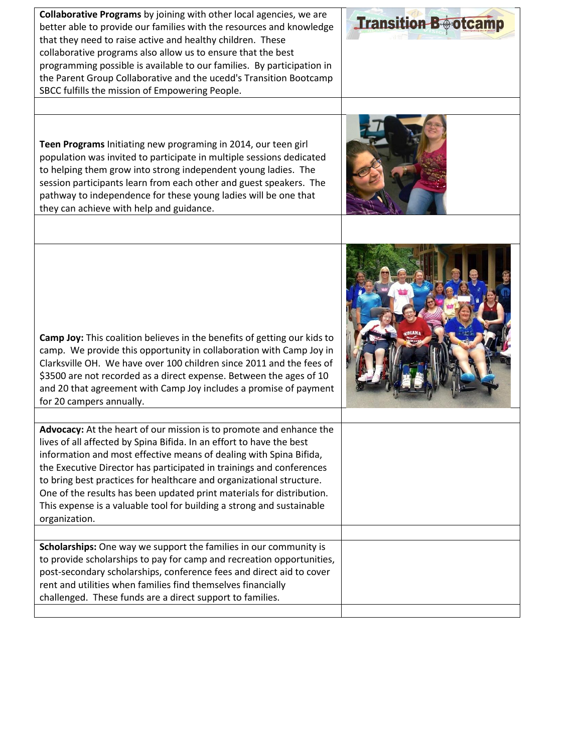**Collaborative Programs** by joining with other local agencies, we are better able to provide our families with the resources and knowledge that they need to raise active and healthy children. These collaborative programs also allow us to ensure that the best programming possible is available to our families. By participation in the Parent Group Collaborative and the ucedd's Transition Bootcamp SBCC fulfills the mission of Empowering People.

**Teen Programs** Initiating new programing in 2014, our teen girl population was invited to participate in multiple sessions dedicated to helping them grow into strong independent young ladies. The session participants learn from each other and guest speakers. The pathway to independence for these young ladies will be one that they can achieve with help and guidance.

**Camp Joy:** This coalition believes in the benefits of getting our kids to camp. We provide this opportunity in collaboration with Camp Joy in Clarksville OH. We have over 100 children since 2011 and the fees of $3500 are not recorded as a direct expense. Between the ages of 10 and 20 that agreement with Camp Joy includes a promise of payment for 20 campers annually.

**Advocacy:** At the heart of our mission is to promote and enhance the lives of all affected by Spina Bifida. In an effort to have the best information and most effective means of dealing with Spina Bifida, the Executive Director has participated in trainings and conferences to bring best practices for healthcare and organizational structure. One of the results has been updated print materials for distribution. This expense is a valuable tool for building a strong and sustainable organization.

**Scholarships:** One way we support the families in our community is to provide scholarships to pay for camp and recreation opportunities, post-secondary scholarships, conference fees and direct aid to cover rent and utilities when families find themselves financially challenged. These funds are a direct support to families.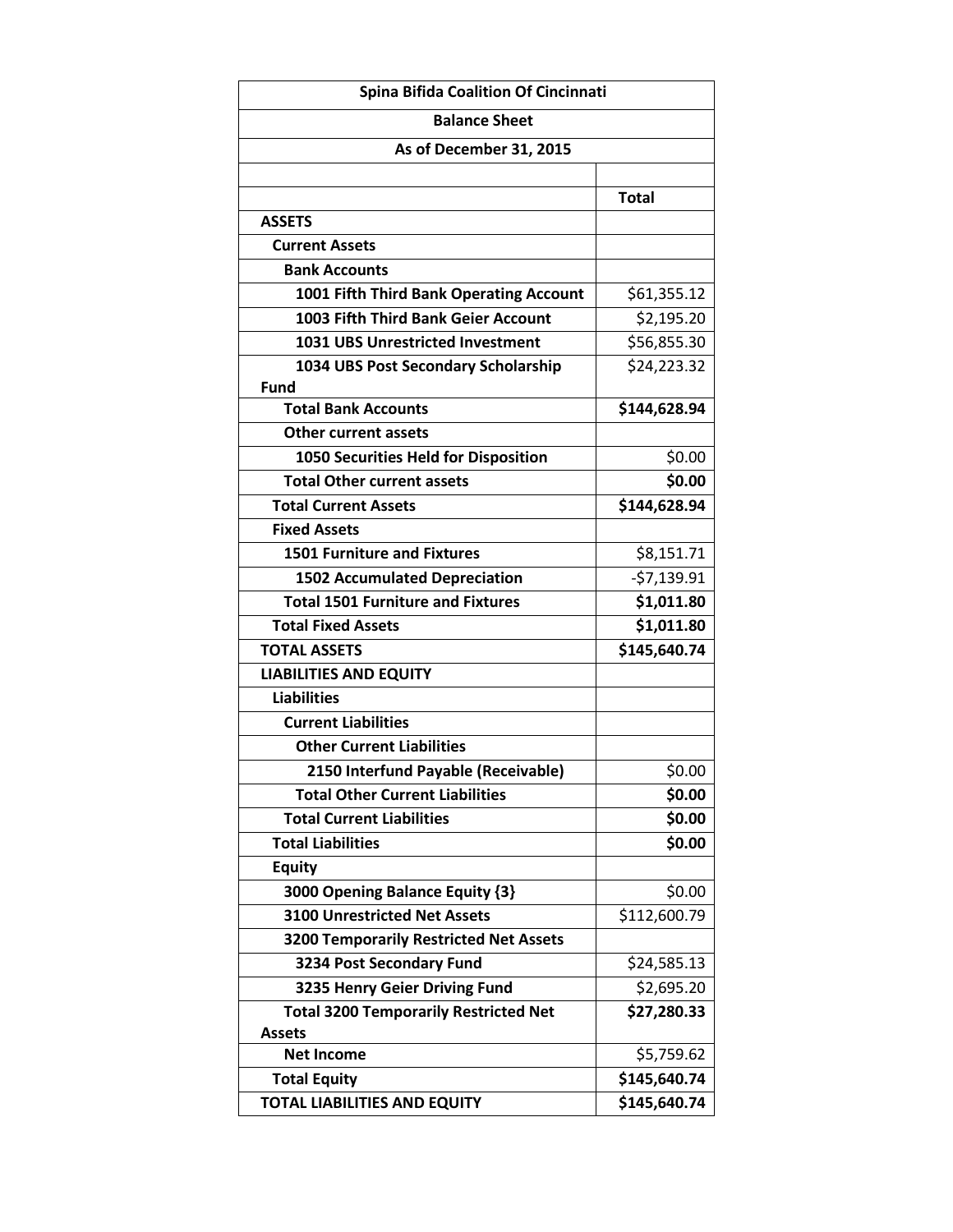| Spina Bifida Coalition Of Cincinnati | |
|---|---|
| **Balance Sheet** | |
| **As of December 31, 2015** | |
| | |
| | **Total** |
| **ASSETS** | |
| **Current Assets** | |
| **Bank Accounts** | |
| **1001 Fifth Third Bank Operating Account** | $61,355.12 |
| **1003 Fifth Third Bank Geier Account** | $2,195.20 |
| **1031 UBS Unrestricted Investment** | $56,855.30 |
| **1034 UBS Post Secondary Scholarship Fund** | $24,223.32 |
| **Total Bank Accounts** | **$144,628.94** |
| **Other current assets** | |
| **1050 Securities Held for Disposition** | $0.00 |
| **Total Other current assets** | **$0.00** |
| **Total Current Assets** | **$144,628.94** |
| **Fixed Assets** | |
| **1501 Furniture and Fixtures** | $8,151.71 |
| **1502 Accumulated Depreciation** | -$7,139.91 |
| **Total 1501 Furniture and Fixtures** | **$1,011.80** |
| **Total Fixed Assets** | **$1,011.80** |
| **TOTAL ASSETS** | **$145,640.74** |
| **LIABILITIES AND EQUITY** | |
| **Liabilities** | |
| **Current Liabilities** | |
| **Other Current Liabilities** | |
| **2150 Interfund Payable (Receivable)** | $0.00 |
| **Total Other Current Liabilities** | **$0.00** |
| **Total Current Liabilities** | **$0.00** |
| **Total Liabilities** | **$0.00** |
| **Equity** | |
| **3000 Opening Balance Equity {3}** | $0.00 |
| **3100 Unrestricted Net Assets** | $112,600.79 |
| **3200 Temporarily Restricted Net Assets** | |
| **3234 Post Secondary Fund** | $24,585.13 |
| **3235 Henry Geier Driving Fund** | $2,695.20 |
| **Total 3200 Temporarily Restricted Net Assets** | **$27,280.33** |
| **Net Income** | $5,759.62 |
| **Total Equity** | **$145,640.74** |
| **TOTAL LIABILITIES AND EQUITY** | **$145,640.74** |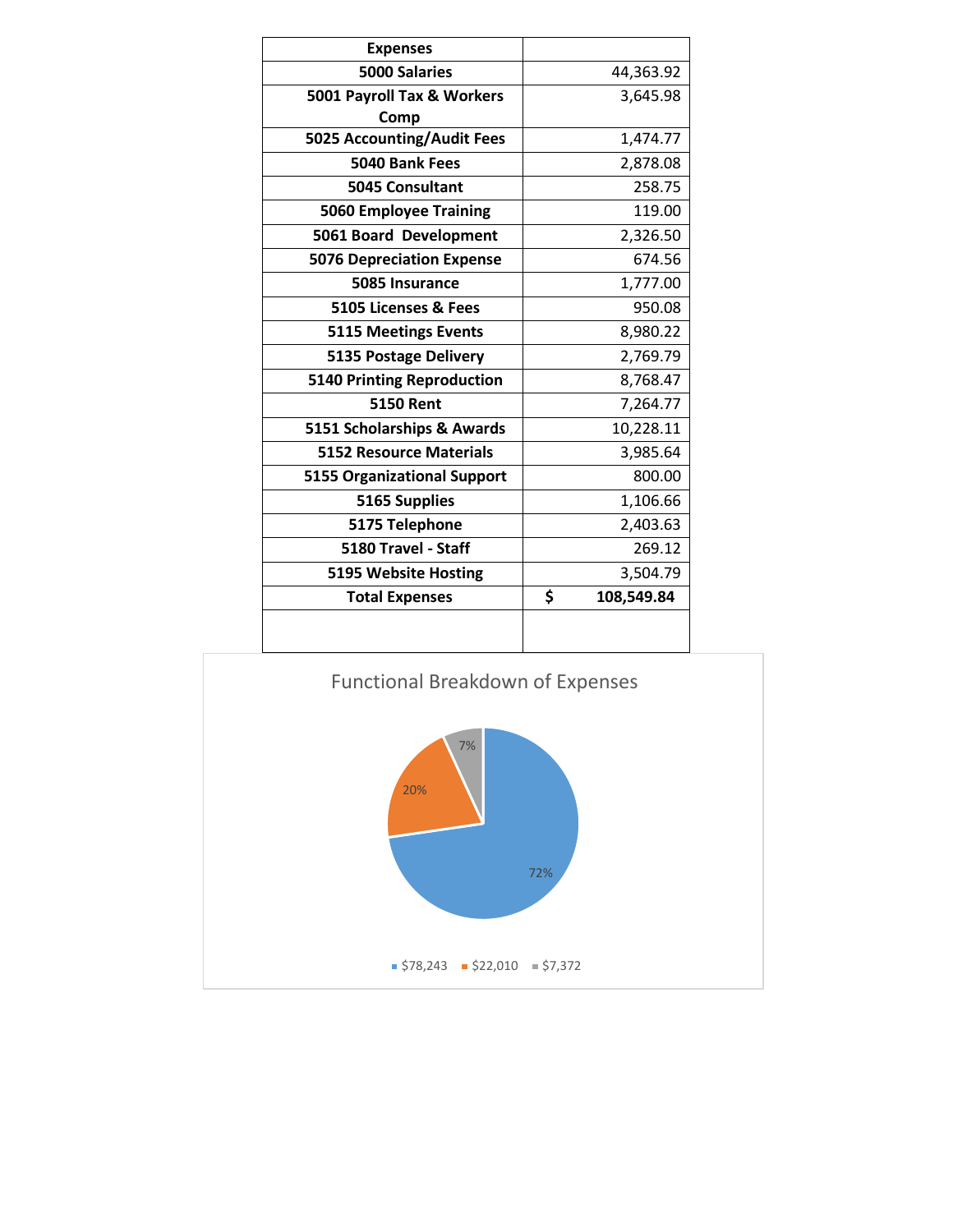| Expenses | |
|---|---|
| 5000 Salaries | 44,363.92 |
| 5001 Payroll Tax & Workers Comp | 3,645.98 |
| 5025 Accounting/Audit Fees | 1,474.77 |
| 5040 Bank Fees | 2,878.08 |
| 5045 Consultant | 258.75 |
| 5060 Employee Training | 119.00 |
| 5061 Board Development | 2,326.50 |
| 5076 Depreciation Expense | 674.56 |
| 5085 Insurance | 1,777.00 |
| 5105 Licenses & Fees | 950.08 |
| 5115 Meetings Events | 8,980.22 |
| 5135 Postage Delivery | 2,769.79 |
| 5140 Printing Reproduction | 8,768.47 |
| 5150 Rent | 7,264.77 |
| 5151 Scholarships & Awards | 10,228.11 |
| 5152 Resource Materials | 3,985.64 |
| 5155 Organizational Support | 800.00 |
| 5165 Supplies | 1,106.66 |
| 5175 Telephone | 2,403.63 |
| 5180 Travel - Staff | 269.12 |
| 5195 Website Hosting | 3,504.79 |
| **Total Expenses** | **$ 108,549.84** |
| | |

Functional Breakdown of Expenses

| Amount | Percentage |
|---|---|
| $78,243 | 72% |
| $22,010 | 20% |
| $7,372 | 7% |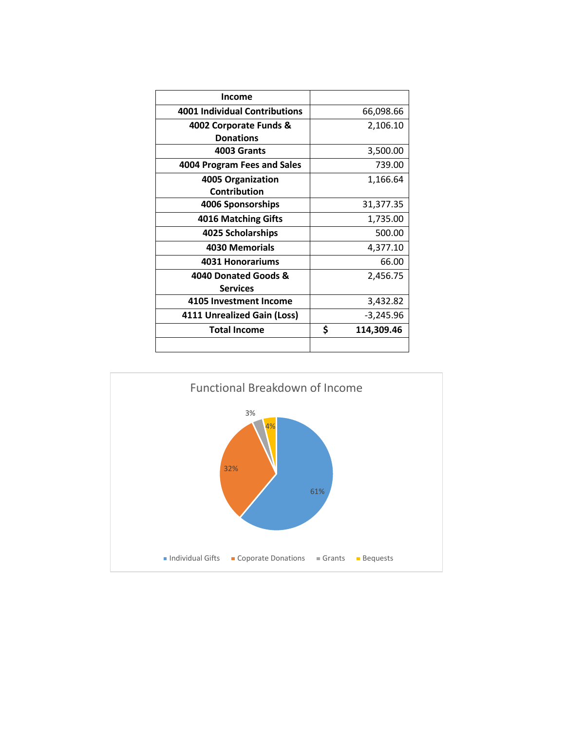| Income | |
|---|---|
| 4001 Individual Contributions | 66,098.66 |
| 4002 Corporate Funds & Donations | 2,106.10 |
| 4003 Grants | 3,500.00 |
| 4004 Program Fees and Sales | 739.00 |
| 4005 Organization Contribution | 1,166.64 |
| 4006 Sponsorships | 31,377.35 |
| 4016 Matching Gifts | 1,735.00 |
| 4025 Scholarships | 500.00 |
| 4030 Memorials | 4,377.10 |
| 4031 Honorariums | 66.00 |
| 4040 Donated Goods & Services | 2,456.75 |
| 4105 Investment Income | 3,432.82 |
| 4111 Unrealized Gain (Loss) | -3,245.96 |
| **Total Income** | **$ 114,309.46** |
| | |

Functional Breakdown of Income

61%
32%
3%
4%

Individual Gifts, Coporate Donations, Grants, Bequests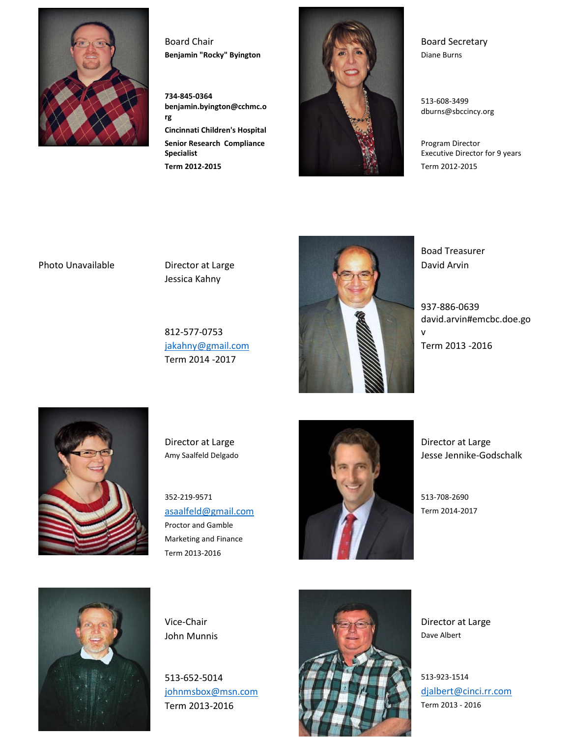Board Chair
**Benjamin "Rocky" Byington**

**734-845-0364**
**benjamin.byington@cchmc.org**
**Cincinnati Children's Hospital**
**Senior Research Compliance Specialist**
**Term 2012-2015**

Board Secretary
Diane Burns

513-608-3499
dburns@sbccincy.org

Program Director
Executive Director for 9 years
Term 2012-2015

Photo Unavailable

Director at Large
Jessica Kahny

812-577-0753
jakahny@gmail.com
Term 2014 -2017

Boad Treasurer
David Arvin

937-886-0639
david.arvin#emcbc.doe.gov
Term 2013 -2016

Director at Large
Amy Saalfeld Delgado

352-219-9571
asaalfeld@gmail.com
Proctor and Gamble
Marketing and Finance
Term 2013-2016

Director at Large
Jesse Jennike-Godschalk

513-708-2690
Term 2014-2017

Vice-Chair
John Munnis

513-652-5014
johnmsbox@msn.com
Term 2013-2016

Director at Large
Dave Albert

513-923-1514
djalbert@cinci.rr.com
Term 2013 - 2016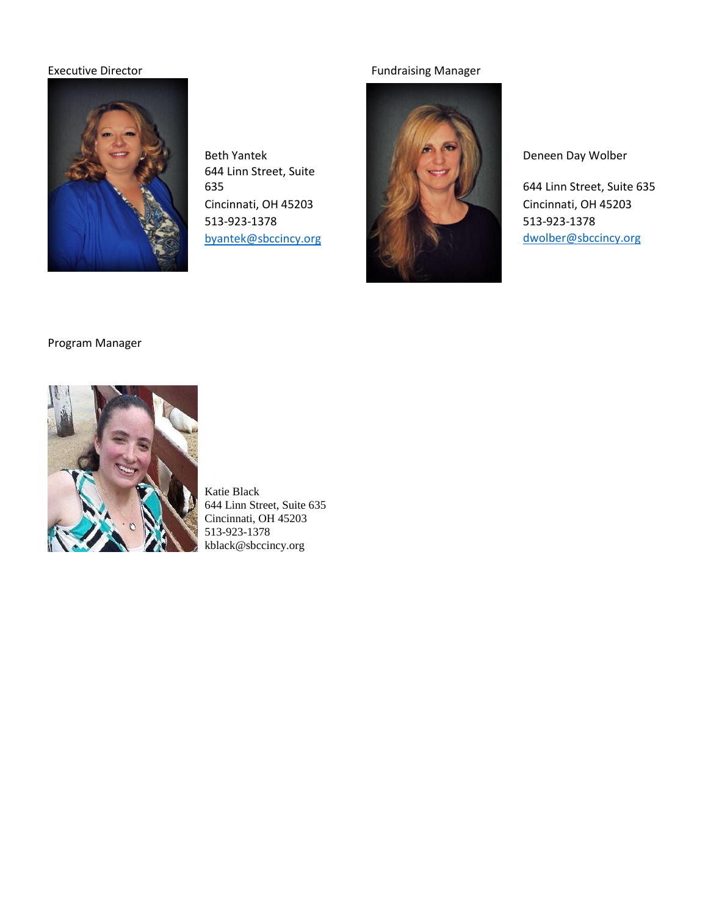Executive Director

Beth Yantek
644 Linn Street, Suite 635
Cincinnati, OH 45203
513-923-1378
byantek@sbccincy.org

Fundraising Manager

Deneen Day Wolber

644 Linn Street, Suite 635
Cincinnati, OH 45203
513-923-1378
dwolber@sbccincy.org

Program Manager

Katie Black
644 Linn Street, Suite 635
Cincinnati, OH 45203
513-923-1378
kblack@sbccincy.org